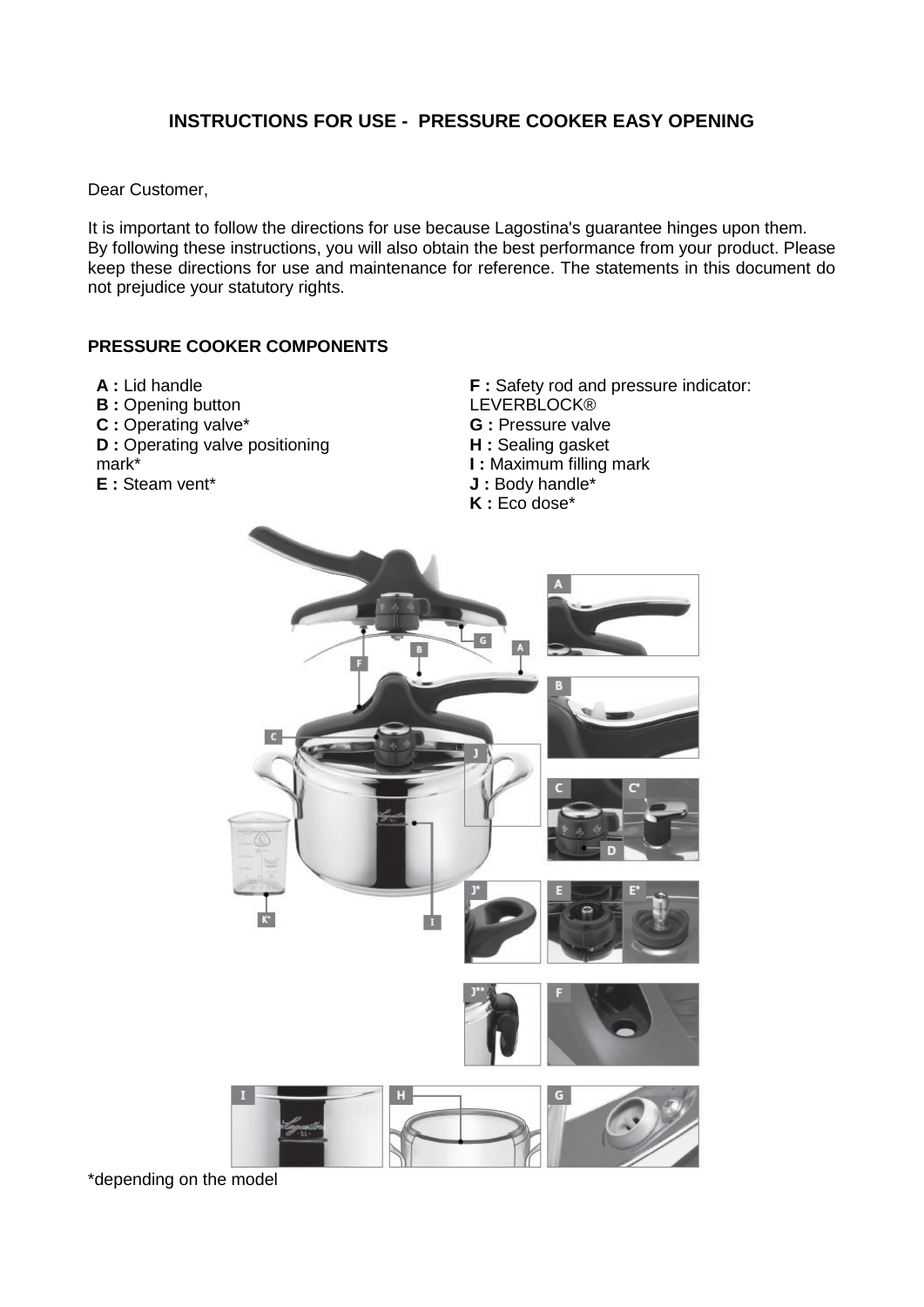# INSTRUCTIONS FOR USE - PRESSURE COOKER EASY OPENING

Dear Customer,

It is important to follow the directions for use because Lagostina's guarantee hinges upon them. By following these instructions, you will also obtain the best performance from your product. Please keep these directions for use and maintenance for reference. The statements in this document do not prejudice your statutory rights.

## PRESSURE COOKER COMPONENTS

- **A :** Lid handle
- **B :** Opening button
- **C :** Operating valve*
- **D :** Operating valve positioning mark*
- **E :** Steam vent*
- **F :** Safety rod and pressure indicator: LEVERBLOCK®
- **G :** Pressure valve
- **H :** Sealing gasket
- **I :** Maximum filling mark
- **J :** Body handle*
- **K :** Eco dose*

*depending on the model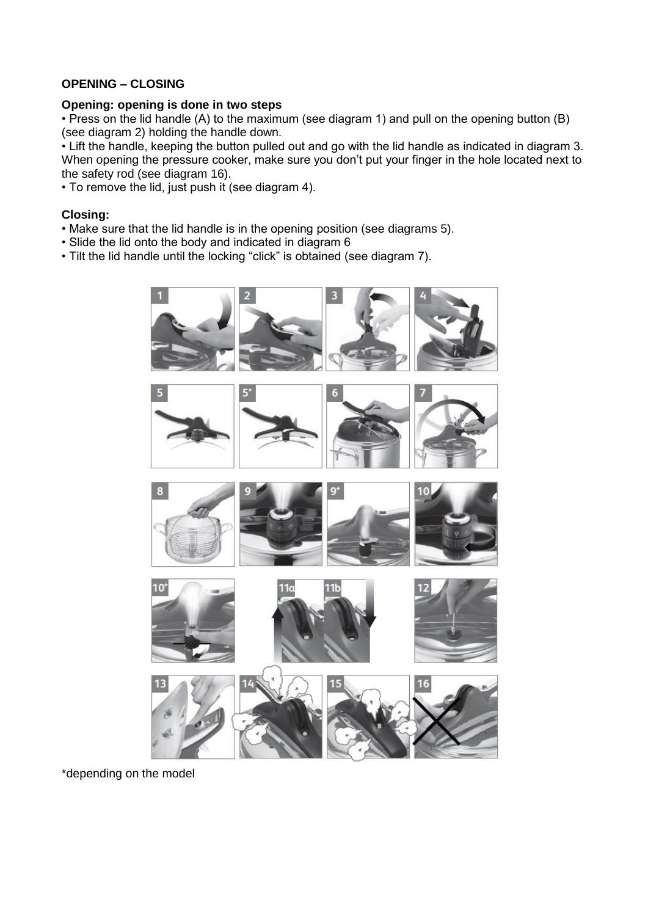## OPENING – CLOSING

**Opening: opening is done in two steps**

- Press on the lid handle (A) to the maximum (see diagram 1) and pull on the opening button (B) (see diagram 2) holding the handle down.
- Lift the handle, keeping the button pulled out and go with the lid handle as indicated in diagram 3. When opening the pressure cooker, make sure you don't put your finger in the hole located next to the safety rod (see diagram 16).
- To remove the lid, just push it (see diagram 4).

**Closing:**

- Make sure that the lid handle is in the opening position (see diagrams 5).
- Slide the lid onto the body and indicated in diagram 6
- Tilt the lid handle until the locking "click" is obtained (see diagram 7).

*depending on the model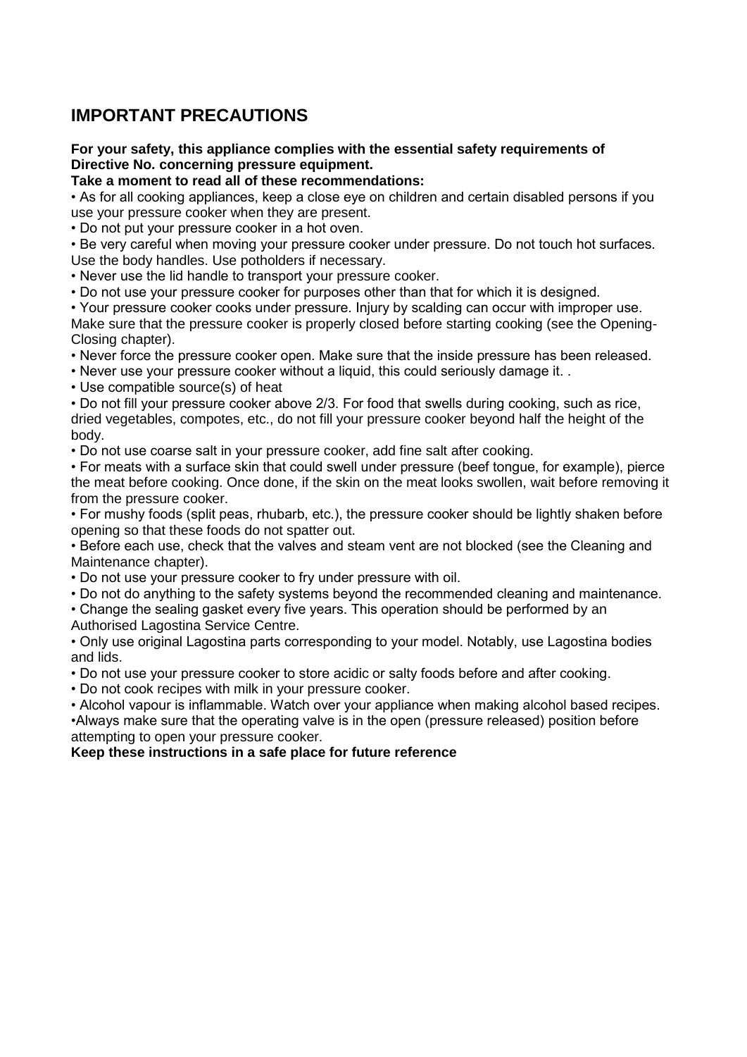## IMPORTANT PRECAUTIONS

**For your safety, this appliance complies with the essential safety requirements of Directive No. concerning pressure equipment.**

**Take a moment to read all of these recommendations:**

- As for all cooking appliances, keep a close eye on children and certain disabled persons if you use your pressure cooker when they are present.
- Do not put your pressure cooker in a hot oven.
- Be very careful when moving your pressure cooker under pressure. Do not touch hot surfaces. Use the body handles. Use potholders if necessary.
- Never use the lid handle to transport your pressure cooker.
- Do not use your pressure cooker for purposes other than that for which it is designed.
- Your pressure cooker cooks under pressure. Injury by scalding can occur with improper use. Make sure that the pressure cooker is properly closed before starting cooking (see the Opening-Closing chapter).
- Never force the pressure cooker open. Make sure that the inside pressure has been released.
- Never use your pressure cooker without a liquid, this could seriously damage it. .
- Use compatible source(s) of heat
- Do not fill your pressure cooker above 2/3. For food that swells during cooking, such as rice, dried vegetables, compotes, etc., do not fill your pressure cooker beyond half the height of the body.
- Do not use coarse salt in your pressure cooker, add fine salt after cooking.
- For meats with a surface skin that could swell under pressure (beef tongue, for example), pierce the meat before cooking. Once done, if the skin on the meat looks swollen, wait before removing it from the pressure cooker.
- For mushy foods (split peas, rhubarb, etc.), the pressure cooker should be lightly shaken before opening so that these foods do not spatter out.
- Before each use, check that the valves and steam vent are not blocked (see the Cleaning and Maintenance chapter).
- Do not use your pressure cooker to fry under pressure with oil.
- Do not do anything to the safety systems beyond the recommended cleaning and maintenance.
- Change the sealing gasket every five years. This operation should be performed by an Authorised Lagostina Service Centre.
- Only use original Lagostina parts corresponding to your model. Notably, use Lagostina bodies and lids.
- Do not use your pressure cooker to store acidic or salty foods before and after cooking.
- Do not cook recipes with milk in your pressure cooker.
- Alcohol vapour is inflammable. Watch over your appliance when making alcohol based recipes.
- Always make sure that the operating valve is in the open (pressure released) position before attempting to open your pressure cooker.

**Keep these instructions in a safe place for future reference**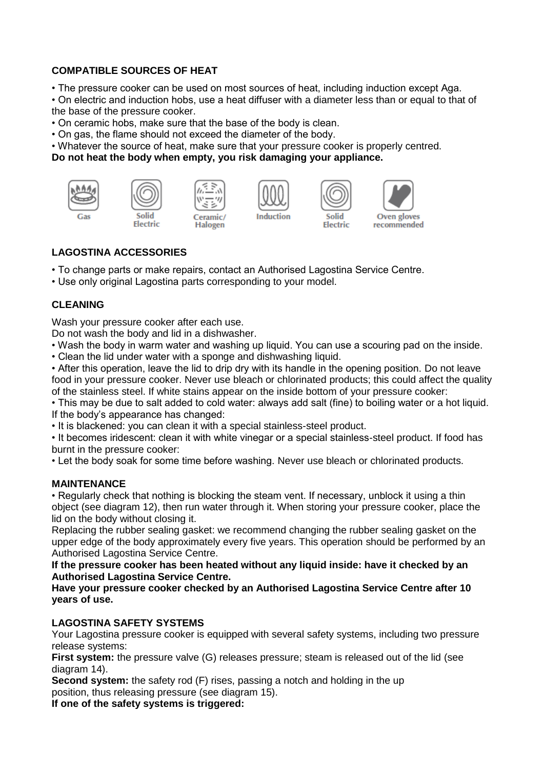## COMPATIBLE SOURCES OF HEAT

- The pressure cooker can be used on most sources of heat, including induction except Aga.
- On electric and induction hobs, use a heat diffuser with a diameter less than or equal to that of the base of the pressure cooker.
- On ceramic hobs, make sure that the base of the body is clean.
- On gas, the flame should not exceed the diameter of the body.
- Whatever the source of heat, make sure that your pressure cooker is properly centred.

**Do not heat the body when empty, you risk damaging your appliance.**

Gas | Solid Electric | Ceramic/ Halogen | Induction | Solid Electric | Oven gloves recommended

## LAGOSTINA ACCESSORIES

- To change parts or make repairs, contact an Authorised Lagostina Service Centre.
- Use only original Lagostina parts corresponding to your model.

## CLEANING

Wash your pressure cooker after each use.

Do not wash the body and lid in a dishwasher.

- Wash the body in warm water and washing up liquid. You can use a scouring pad on the inside.
- Clean the lid under water with a sponge and dishwashing liquid.
- After this operation, leave the lid to drip dry with its handle in the opening position. Do not leave food in your pressure cooker. Never use bleach or chlorinated products; this could affect the quality of the stainless steel. If white stains appear on the inside bottom of your pressure cooker:
- This may be due to salt added to cold water: always add salt (fine) to boiling water or a hot liquid.

If the body's appearance has changed:

- It is blackened: you can clean it with a special stainless-steel product.
- It becomes iridescent: clean it with white vinegar or a special stainless-steel product. If food has burnt in the pressure cooker:
- Let the body soak for some time before washing. Never use bleach or chlorinated products.

## MAINTENANCE

- Regularly check that nothing is blocking the steam vent. If necessary, unblock it using a thin object (see diagram 12), then run water through it. When storing your pressure cooker, place the lid on the body without closing it.

Replacing the rubber sealing gasket: we recommend changing the rubber sealing gasket on the upper edge of the body approximately every five years. This operation should be performed by an Authorised Lagostina Service Centre.

**If the pressure cooker has been heated without any liquid inside: have it checked by an Authorised Lagostina Service Centre.**

**Have your pressure cooker checked by an Authorised Lagostina Service Centre after 10 years of use.**

## LAGOSTINA SAFETY SYSTEMS

Your Lagostina pressure cooker is equipped with several safety systems, including two pressure release systems:

**First system:** the pressure valve (G) releases pressure; steam is released out of the lid (see diagram 14).

**Second system:** the safety rod (F) rises, passing a notch and holding in the up position, thus releasing pressure (see diagram 15).

**If one of the safety systems is triggered:**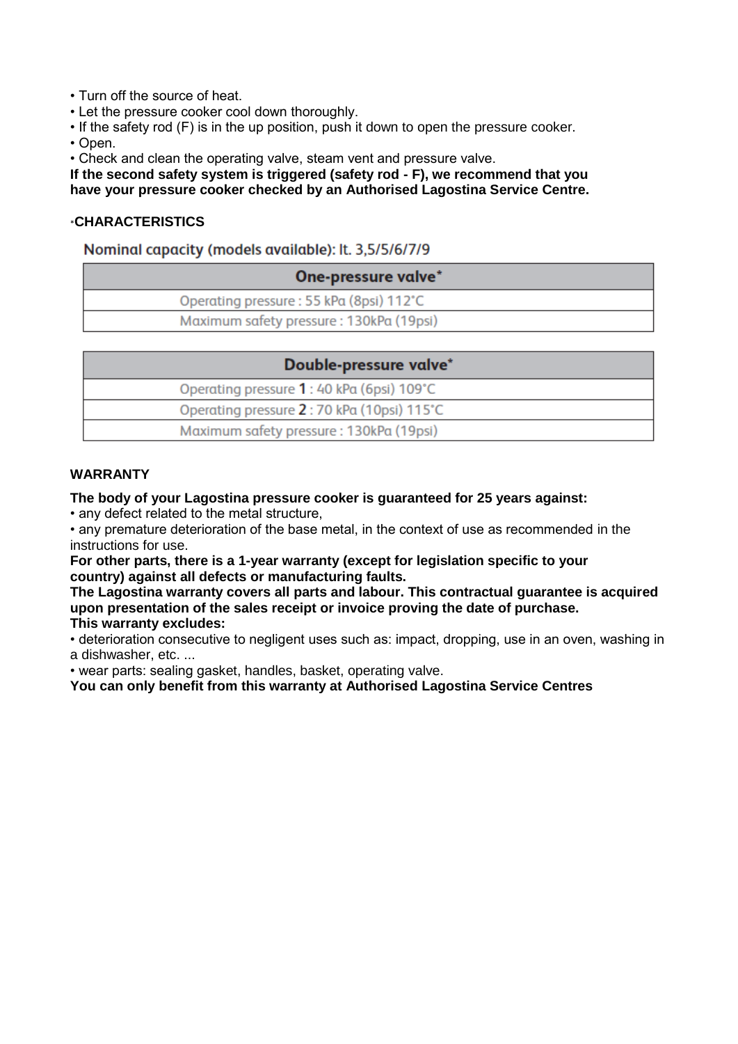- Turn off the source of heat.
- Let the pressure cooker cool down thoroughly.
- If the safety rod (F) is in the up position, push it down to open the pressure cooker.
- Open.
- Check and clean the operating valve, steam vent and pressure valve.

**If the second safety system is triggered (safety rod - F), we recommend that you have your pressure cooker checked by an Authorised Lagostina Service Centre.**

### *CHARACTERISTICS

Nominal capacity (models available): lt. 3,5/5/6/7/9

| One-pressure valve* |
|---|
| Operating pressure : 55 kPa (8psi) 112°C |
| Maximum safety pressure : 130kPa (19psi) |

| Double-pressure valve* |
|---|
| Operating pressure **1** : 40 kPa (6psi) 109°C |
| Operating pressure **2** : 70 kPa (10psi) 115°C |
| Maximum safety pressure : 130kPa (19psi) |

### WARRANTY

**The body of your Lagostina pressure cooker is guaranteed for 25 years against:**

- any defect related to the metal structure,
- any premature deterioration of the base metal, in the context of use as recommended in the instructions for use.

**For other parts, there is a 1-year warranty (except for legislation specific to your country) against all defects or manufacturing faults.**

**The Lagostina warranty covers all parts and labour. This contractual guarantee is acquired upon presentation of the sales receipt or invoice proving the date of purchase.**

**This warranty excludes:**

- deterioration consecutive to negligent uses such as: impact, dropping, use in an oven, washing in a dishwasher, etc. ...
- wear parts: sealing gasket, handles, basket, operating valve.

**You can only benefit from this warranty at Authorised Lagostina Service Centres**